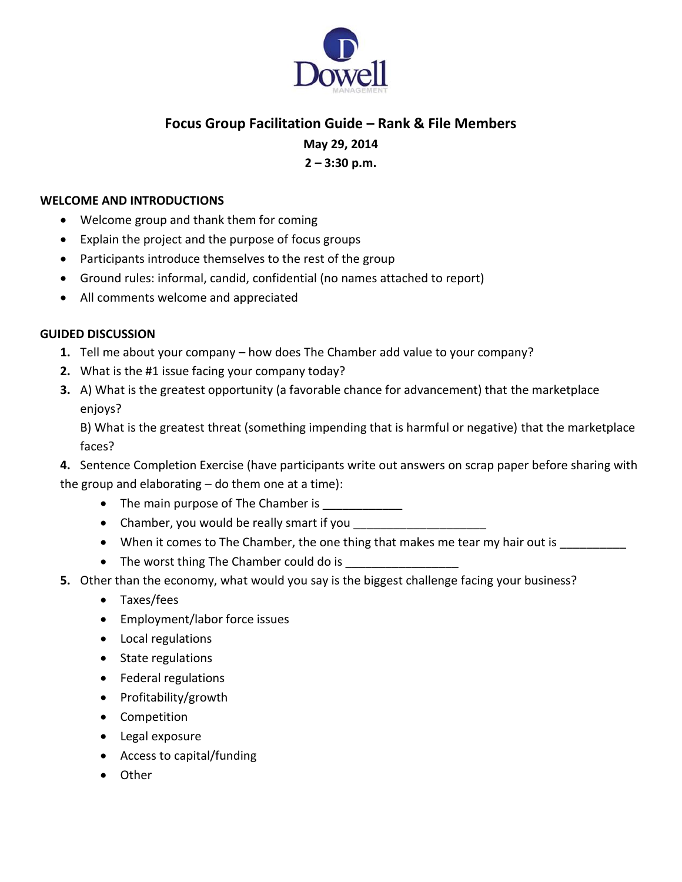Dowell

MANAGEMENT

# Focus Group Facilitation Guide – Rank & File Members

**May 29, 2014**

**2 – 3:30 p.m.**

## WELCOME AND INTRODUCTIONS

- Welcome group and thank them for coming
- Explain the project and the purpose of focus groups
- Participants introduce themselves to the rest of the group
- Ground rules: informal, candid, confidential (no names attached to report)
- All comments welcome and appreciated

## GUIDED DISCUSSION

1. Tell me about your company – how does The Chamber add value to your company?
2. What is the #1 issue facing your company today?
3. A) What is the greatest opportunity (a favorable chance for advancement) that the marketplace enjoys?

   B) What is the greatest threat (something impending that is harmful or negative) that the marketplace faces?
4. Sentence Completion Exercise (have participants write out answers on scrap paper before sharing with the group and elaborating – do them one at a time):
   - The main purpose of The Chamber is ____________
   - Chamber, you would be really smart if you ____________________
   - When it comes to The Chamber, the one thing that makes me tear my hair out is __________
   - The worst thing The Chamber could do is _________________
5. Other than the economy, what would you say is the biggest challenge facing your business?
   - Taxes/fees
   - Employment/labor force issues
   - Local regulations
   - State regulations
   - Federal regulations
   - Profitability/growth
   - Competition
   - Legal exposure
   - Access to capital/funding
   - Other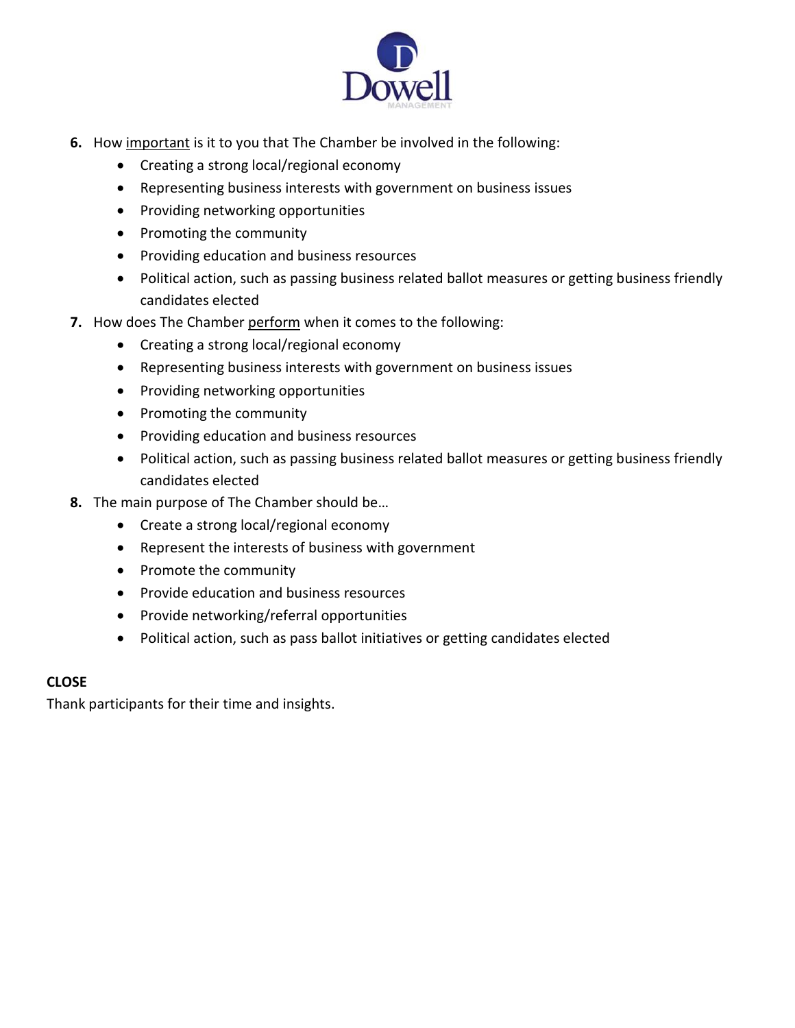6. How <u>important</u> is it to you that The Chamber be involved in the following:
   - Creating a strong local/regional economy
   - Representing business interests with government on business issues
   - Providing networking opportunities
   - Promoting the community
   - Providing education and business resources
   - Political action, such as passing business related ballot measures or getting business friendly candidates elected
7. How does The Chamber <u>perform</u> when it comes to the following:
   - Creating a strong local/regional economy
   - Representing business interests with government on business issues
   - Providing networking opportunities
   - Promoting the community
   - Providing education and business resources
   - Political action, such as passing business related ballot measures or getting business friendly candidates elected
8. The main purpose of The Chamber should be…
   - Create a strong local/regional economy
   - Represent the interests of business with government
   - Promote the community
   - Provide education and business resources
   - Provide networking/referral opportunities
   - Political action, such as pass ballot initiatives or getting candidates elected

**CLOSE**

Thank participants for their time and insights.